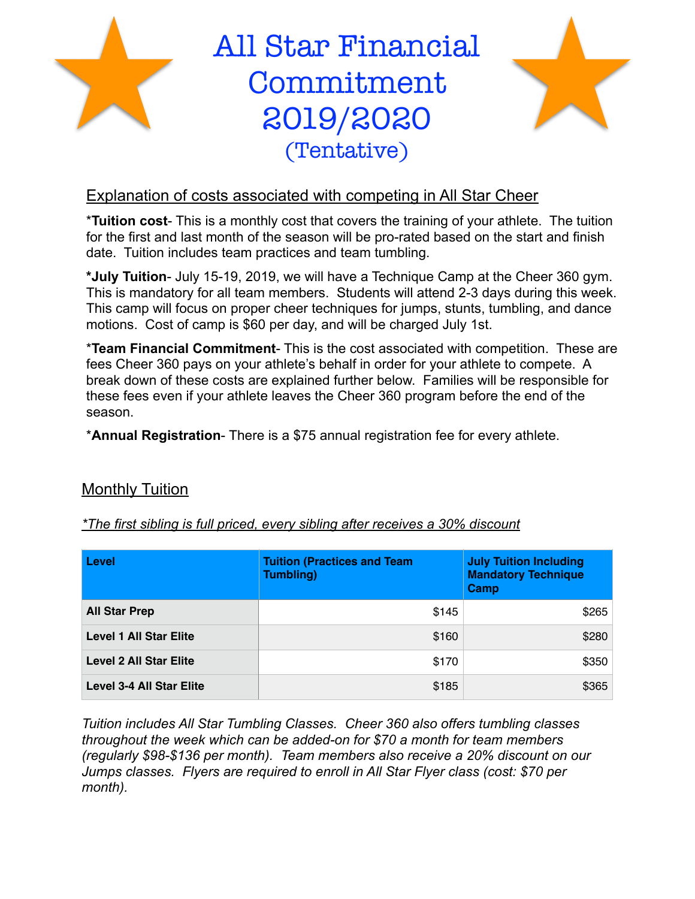# All Star Financial Commitment 2019/2020

## (Tentative)

Explanation of costs associated with competing in All Star Cheer

*__Tuition cost__- This is a monthly cost that covers the training of your athlete. The tuition for the first and last month of the season will be pro-rated based on the start and finish date. Tuition includes team practices and team tumbling.

__*July Tuition__- July 15-19, 2019, we will have a Technique Camp at the Cheer 360 gym. This is mandatory for all team members. Students will attend 2-3 days during this week. This camp will focus on proper cheer techniques for jumps, stunts, tumbling, and dance motions. Cost of camp is $60 per day, and will be charged July 1st.

*__Team Financial Commitment__- This is the cost associated with competition. These are fees Cheer 360 pays on your athlete's behalf in order for your athlete to compete. A break down of these costs are explained further below. Families will be responsible for these fees even if your athlete leaves the Cheer 360 program before the end of the season.

*__Annual Registration__- There is a $75 annual registration fee for every athlete.

## Monthly Tuition

*\*The first sibling is full priced, every sibling after receives a 30% discount*

| Level | Tuition (Practices and Team Tumbling) | July Tuition Including Mandatory Technique Camp |
|---|---|---|
| **All Star Prep** | $145 | $265 |
| **Level 1 All Star Elite** | $160 | $280 |
| **Level 2 All Star Elite** | $170 | $350 |
| **Level 3-4 All Star Elite** | $185 | $365 |

*Tuition includes All Star Tumbling Classes. Cheer 360 also offers tumbling classes throughout the week which can be added-on for $70 a month for team members (regularly $98-$136 per month). Team members also receive a 20% discount on our Jumps classes. Flyers are required to enroll in All Star Flyer class (cost: $70 per month).*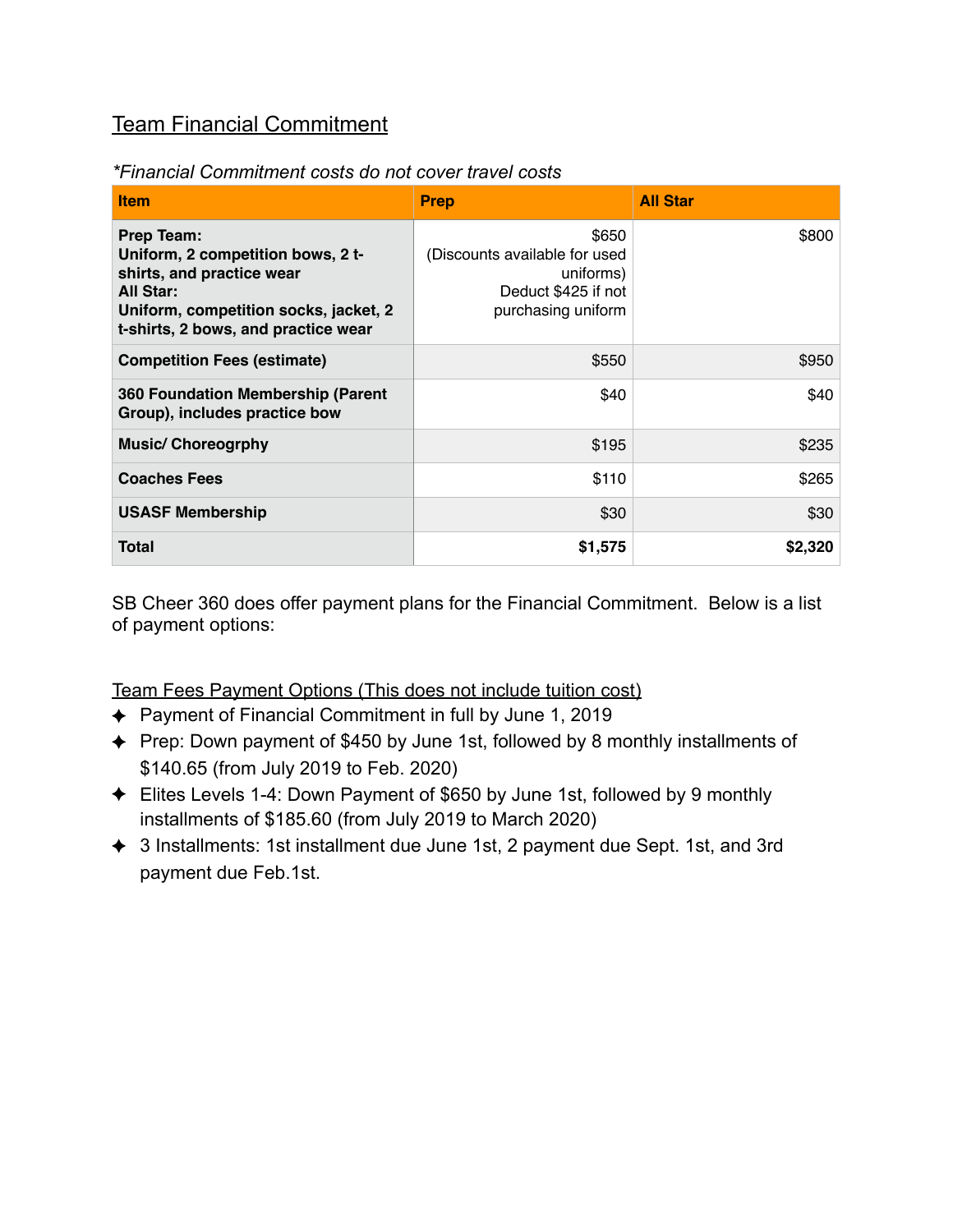## Team Financial Commitment

*\*Financial Commitment costs do not cover travel costs*

| Item | Prep | All Star |
| --- | --- | --- |
| **Prep Team:**<br>**Uniform, 2 competition bows, 2 t-shirts, and practice wear**<br>**All Star:**<br>**Uniform, competition socks, jacket, 2 t-shirts, 2 bows, and practice wear** | $650<br>(Discounts available for used uniforms)<br>Deduct $425 if not purchasing uniform | $800 |
| **Competition Fees (estimate)** | $550 | $950 |
| **360 Foundation Membership (Parent Group), includes practice bow** | $40 | $40 |
| **Music/ Choreogrphy** | $195 | $235 |
| **Coaches Fees** | $110 | $265 |
| **USASF Membership** | $30 | $30 |
| **Total** | **$1,575** | **$2,320** |

SB Cheer 360 does offer payment plans for the Financial Commitment. Below is a list of payment options:

Team Fees Payment Options (This does not include tuition cost)

- Payment of Financial Commitment in full by June 1, 2019
- Prep: Down payment of $450 by June 1st, followed by 8 monthly installments of $140.65 (from July 2019 to Feb. 2020)
- Elites Levels 1-4: Down Payment of $650 by June 1st, followed by 9 monthly installments of $185.60 (from July 2019 to March 2020)
- 3 Installments: 1st installment due June 1st, 2 payment due Sept. 1st, and 3rd payment due Feb.1st.